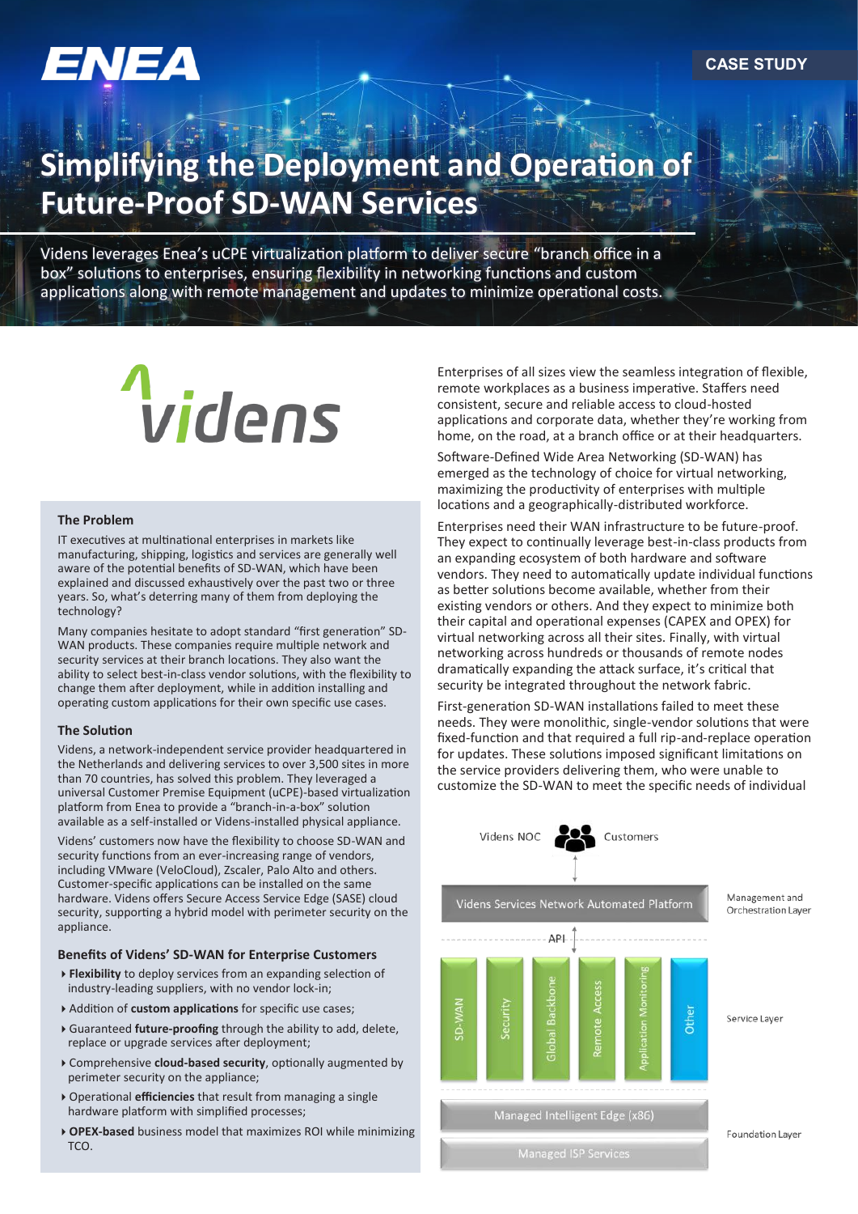ENEA

CASE STUDY

# Simplifying the Deployment and Operation of Future-Proof SD-WAN Services

Videns leverages Enea's uCPE virtualization platform to deliver secure "branch office in a box" solutions to enterprises, ensuring flexibility in networking functions and custom applications along with remote management and updates to minimize operational costs.

videns

### The Problem

IT executives at multinational enterprises in markets like manufacturing, shipping, logistics and services are generally well aware of the potential benefits of SD-WAN, which have been explained and discussed exhaustively over the past two or three years. So, what's deterring many of them from deploying the technology?

Many companies hesitate to adopt standard "first generation" SD-WAN products. These companies require multiple network and security services at their branch locations. They also want the ability to select best-in-class vendor solutions, with the flexibility to change them after deployment, while in addition installing and operating custom applications for their own specific use cases.

### The Solution

Videns, a network-independent service provider headquartered in the Netherlands and delivering services to over 3,500 sites in more than 70 countries, has solved this problem. They leveraged a universal Customer Premise Equipment (uCPE)-based virtualization platform from Enea to provide a "branch-in-a-box" solution available as a self-installed or Videns-installed physical appliance.

Videns' customers now have the flexibility to choose SD-WAN and security functions from an ever-increasing range of vendors, including VMware (VeloCloud), Zscaler, Palo Alto and others. Customer-specific applications can be installed on the same hardware. Videns offers Secure Access Service Edge (SASE) cloud security, supporting a hybrid model with perimeter security on the appliance.

### Benefits of Videns' SD-WAN for Enterprise Customers

- **Flexibility** to deploy services from an expanding selection of industry-leading suppliers, with no vendor lock-in;
- Addition of **custom applications** for specific use cases;
- Guaranteed **future-proofing** through the ability to add, delete, replace or upgrade services after deployment;
- Comprehensive **cloud-based security**, optionally augmented by perimeter security on the appliance;
- Operational **efficiencies** that result from managing a single hardware platform with simplified processes;
- **OPEX-based** business model that maximizes ROI while minimizing TCO.

Enterprises of all sizes view the seamless integration of flexible, remote workplaces as a business imperative. Staffers need consistent, secure and reliable access to cloud-hosted applications and corporate data, whether they're working from home, on the road, at a branch office or at their headquarters.

Software-Defined Wide Area Networking (SD-WAN) has emerged as the technology of choice for virtual networking, maximizing the productivity of enterprises with multiple locations and a geographically-distributed workforce.

Enterprises need their WAN infrastructure to be future-proof. They expect to continually leverage best-in-class products from an expanding ecosystem of both hardware and software vendors. They need to automatically update individual functions as better solutions become available, whether from their existing vendors or others. And they expect to minimize both their capital and operational expenses (CAPEX and OPEX) for virtual networking across all their sites. Finally, with virtual networking across hundreds or thousands of remote nodes dramatically expanding the attack surface, it's critical that security be integrated throughout the network fabric.

First-generation SD-WAN installations failed to meet these needs. They were monolithic, single-vendor solutions that were fixed-function and that required a full rip-and-replace operation for updates. These solutions imposed significant limitations on the service providers delivering them, who were unable to customize the SD-WAN to meet the specific needs of individual

Videns NOC — Customers

Management and Orchestration Layer: Videns Services Network Automated Platform

API

Service Layer: SD-WAN | Security | Global Backbone | Remote Access | Application Monitoring | Other

Foundation Layer: Managed Intelligent Edge (x86) / Managed ISP Services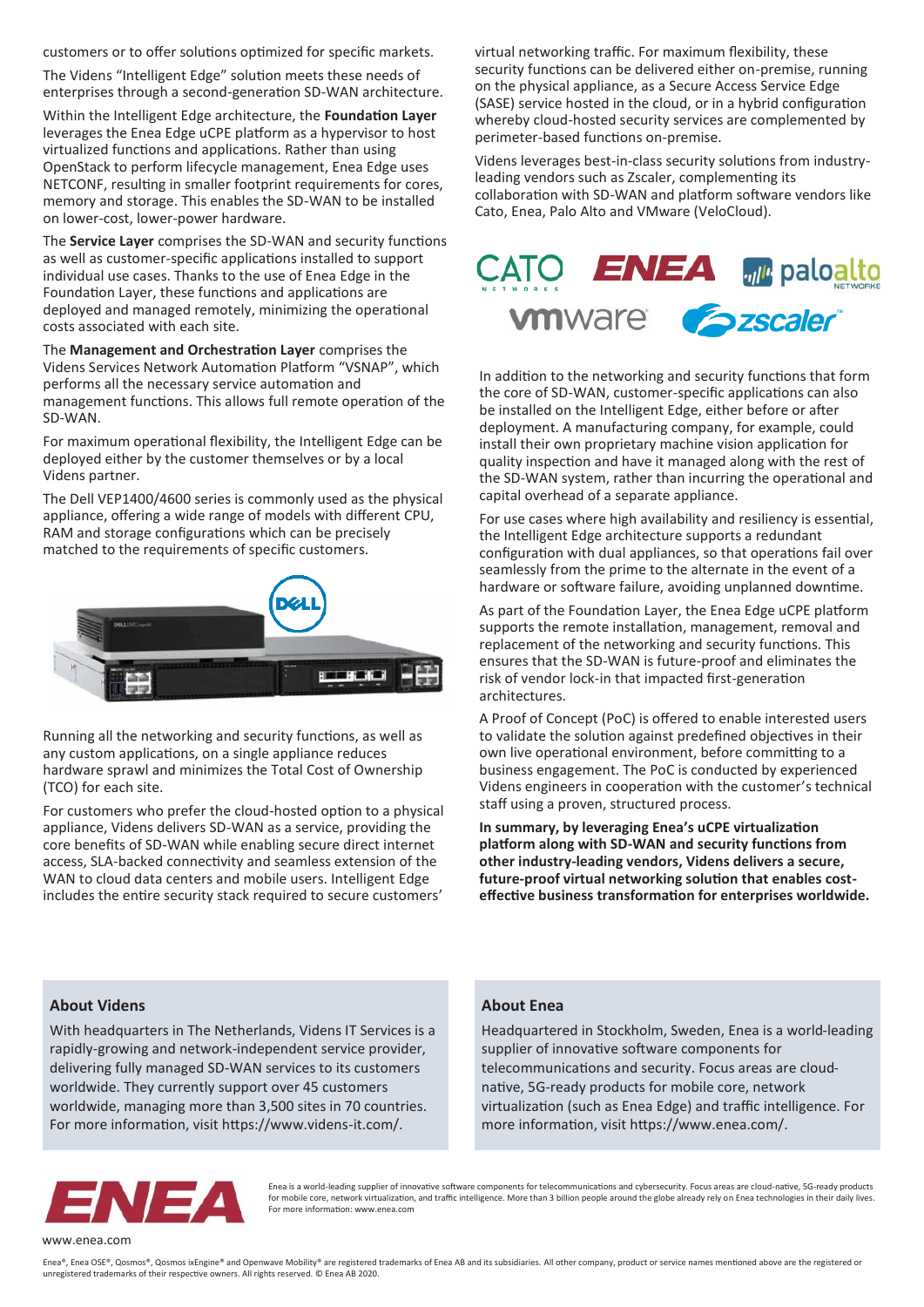customers or to offer solutions optimized for specific markets.

The Videns "Intelligent Edge" solution meets these needs of enterprises through a second-generation SD-WAN architecture.

Within the Intelligent Edge architecture, the **Foundation Layer** leverages the Enea Edge uCPE platform as a hypervisor to host virtualized functions and applications. Rather than using OpenStack to perform lifecycle management, Enea Edge uses NETCONF, resulting in smaller footprint requirements for cores, memory and storage. This enables the SD-WAN to be installed on lower-cost, lower-power hardware.

The **Service Layer** comprises the SD-WAN and security functions as well as customer-specific applications installed to support individual use cases. Thanks to the use of Enea Edge in the Foundation Layer, these functions and applications are deployed and managed remotely, minimizing the operational costs associated with each site.

The **Management and Orchestration Layer** comprises the Videns Services Network Automation Platform "VSNAP", which performs all the necessary service automation and management functions. This allows full remote operation of the SD-WAN.

For maximum operational flexibility, the Intelligent Edge can be deployed either by the customer themselves or by a local Videns partner.

The Dell VEP1400/4600 series is commonly used as the physical appliance, offering a wide range of models with different CPU, RAM and storage configurations which can be precisely matched to the requirements of specific customers.

Running all the networking and security functions, as well as any custom applications, on a single appliance reduces hardware sprawl and minimizes the Total Cost of Ownership (TCO) for each site.

For customers who prefer the cloud-hosted option to a physical appliance, Videns delivers SD-WAN as a service, providing the core benefits of SD-WAN while enabling secure direct internet access, SLA-backed connectivity and seamless extension of the WAN to cloud data centers and mobile users. Intelligent Edge includes the entire security stack required to secure customers' virtual networking traffic. For maximum flexibility, these security functions can be delivered either on-premise, running on the physical appliance, as a Secure Access Service Edge (SASE) service hosted in the cloud, or in a hybrid configuration whereby cloud-hosted security services are complemented by perimeter-based functions on-premise.

Videns leverages best-in-class security solutions from industry-leading vendors such as Zscaler, complementing its collaboration with SD-WAN and platform software vendors like Cato, Enea, Palo Alto and VMware (VeloCloud).

In addition to the networking and security functions that form the core of SD-WAN, customer-specific applications can also be installed on the Intelligent Edge, either before or after deployment. A manufacturing company, for example, could install their own proprietary machine vision application for quality inspection and have it managed along with the rest of the SD-WAN system, rather than incurring the operational and capital overhead of a separate appliance.

For use cases where high availability and resiliency is essential, the Intelligent Edge architecture supports a redundant configuration with dual appliances, so that operations fail over seamlessly from the prime to the alternate in the event of a hardware or software failure, avoiding unplanned downtime.

As part of the Foundation Layer, the Enea Edge uCPE platform supports the remote installation, management, removal and replacement of the networking and security functions. This ensures that the SD-WAN is future-proof and eliminates the risk of vendor lock-in that impacted first-generation architectures.

A Proof of Concept (PoC) is offered to enable interested users to validate the solution against predefined objectives in their own live operational environment, before committing to a business engagement. The PoC is conducted by experienced Videns engineers in cooperation with the customer's technical staff using a proven, structured process.

**In summary, by leveraging Enea's uCPE virtualization platform along with SD-WAN and security functions from other industry-leading vendors, Videns delivers a secure, future-proof virtual networking solution that enables cost-effective business transformation for enterprises worldwide.**

## About Videns

With headquarters in The Netherlands, Videns IT Services is a rapidly-growing and network-independent service provider, delivering fully managed SD-WAN services to its customers worldwide. They currently support over 45 customers worldwide, managing more than 3,500 sites in 70 countries. For more information, visit https://www.videns-it.com/.

## About Enea

Headquartered in Stockholm, Sweden, Enea is a world-leading supplier of innovative software components for telecommunications and security. Focus areas are cloud-native, 5G-ready products for mobile core, network virtualization (such as Enea Edge) and traffic intelligence. For more information, visit https://www.enea.com/.

Enea is a world-leading supplier of innovative software components for telecommunications and cybersecurity. Focus areas are cloud-native, 5G-ready products for mobile core, network virtualization, and traffic intelligence. More than 3 billion people around the globe already rely on Enea technologies in their daily lives. For more information: www.enea.com

www.enea.com

Enea®, Enea OSE®, Qosmos®, Qosmos ixEngine® and Openwave Mobility® are registered trademarks of Enea AB and its subsidiaries. All other company, product or service names mentioned above are the registered or unregistered trademarks of their respective owners. All rights reserved. © Enea AB 2020.